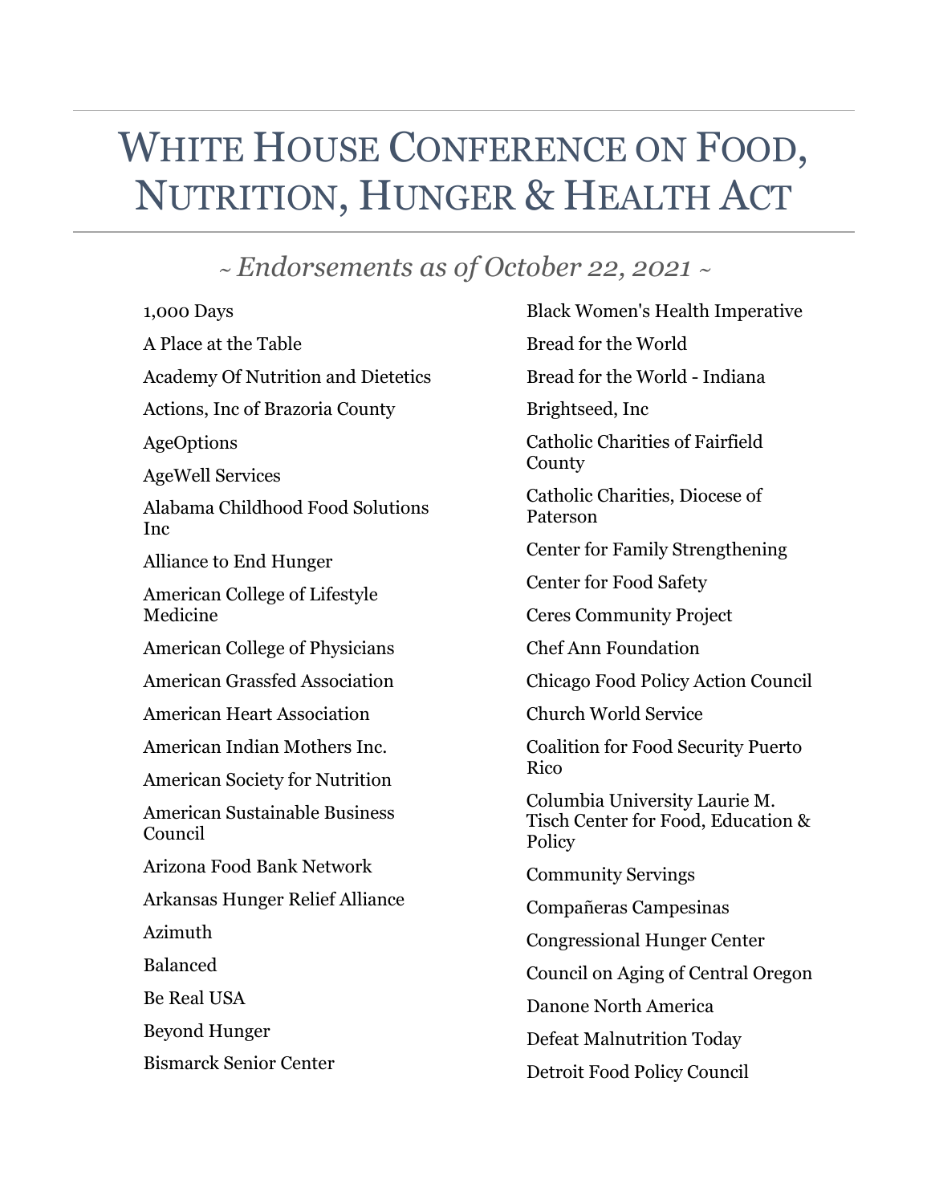# White House Conference on Food, Nutrition, Hunger & Health Act

## *~ Endorsements as of October 22, 2021 ~*

1,000 Days

A Place at the Table

Academy Of Nutrition and Dietetics

Actions, Inc of Brazoria County

AgeOptions

AgeWell Services

Alabama Childhood Food Solutions Inc

Alliance to End Hunger

American College of Lifestyle Medicine

American College of Physicians

American Grassfed Association

American Heart Association

American Indian Mothers Inc.

American Society for Nutrition

American Sustainable Business Council

Arizona Food Bank Network

Arkansas Hunger Relief Alliance

Azimuth

Balanced

Be Real USA

Beyond Hunger

Bismarck Senior Center

Black Women's Health Imperative

Bread for the World

Bread for the World - Indiana

Brightseed, Inc

Catholic Charities of Fairfield County

Catholic Charities, Diocese of Paterson

Center for Family Strengthening

Center for Food Safety

Ceres Community Project

Chef Ann Foundation

Chicago Food Policy Action Council

Church World Service

Coalition for Food Security Puerto Rico

Columbia University Laurie M. Tisch Center for Food, Education & Policy

Community Servings

Compañeras Campesinas

Congressional Hunger Center

Council on Aging of Central Oregon

Danone North America

Defeat Malnutrition Today

Detroit Food Policy Council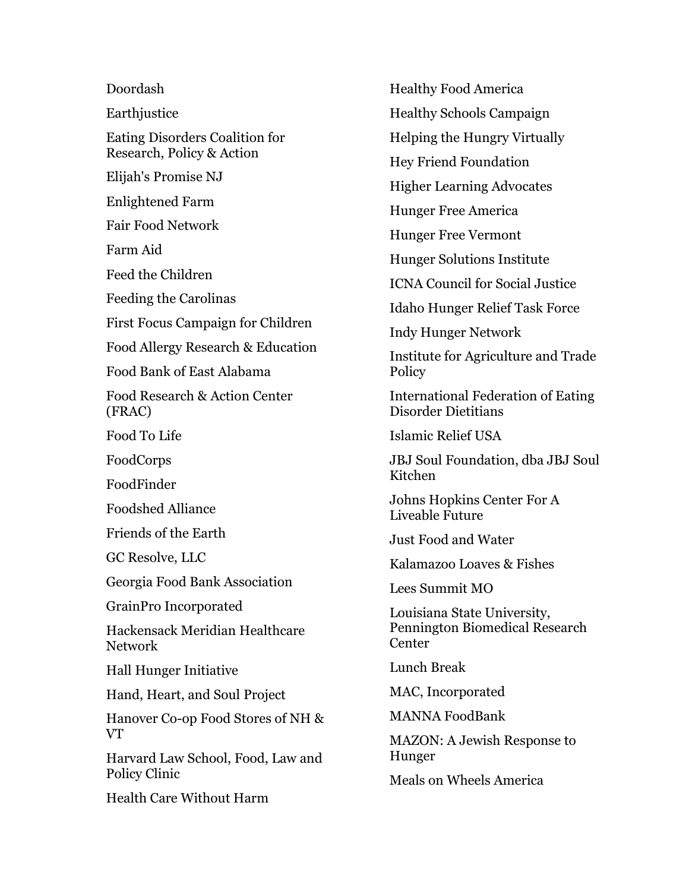Doordash

Earthjustice

Eating Disorders Coalition for Research, Policy & Action

Elijah's Promise NJ

Enlightened Farm

Fair Food Network

Farm Aid

Feed the Children

Feeding the Carolinas

First Focus Campaign for Children

Food Allergy Research & Education

Food Bank of East Alabama

Food Research & Action Center (FRAC)

Food To Life

FoodCorps

FoodFinder

Foodshed Alliance

Friends of the Earth

GC Resolve, LLC

Georgia Food Bank Association

GrainPro Incorporated

Hackensack Meridian Healthcare Network

Hall Hunger Initiative

Hand, Heart, and Soul Project

Hanover Co-op Food Stores of NH & VT

Harvard Law School, Food, Law and Policy Clinic

Health Care Without Harm

Healthy Food America

Healthy Schools Campaign

Helping the Hungry Virtually

Hey Friend Foundation

Higher Learning Advocates

Hunger Free America

Hunger Free Vermont

Hunger Solutions Institute

ICNA Council for Social Justice

Idaho Hunger Relief Task Force

Indy Hunger Network

Institute for Agriculture and Trade Policy

International Federation of Eating Disorder Dietitians

Islamic Relief USA

JBJ Soul Foundation, dba JBJ Soul Kitchen

Johns Hopkins Center For A Liveable Future

Just Food and Water

Kalamazoo Loaves & Fishes

Lees Summit MO

Louisiana State University, Pennington Biomedical Research Center

Lunch Break

MAC, Incorporated

MANNA FoodBank

MAZON: A Jewish Response to Hunger

Meals on Wheels America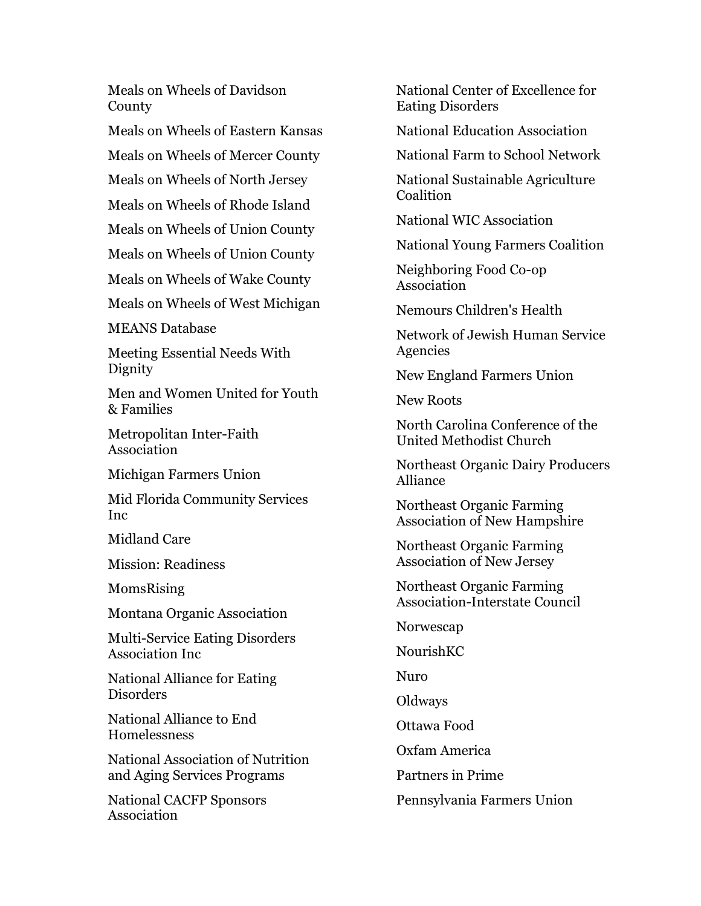Meals on Wheels of Davidson County

Meals on Wheels of Eastern Kansas

Meals on Wheels of Mercer County

Meals on Wheels of North Jersey

Meals on Wheels of Rhode Island

Meals on Wheels of Union County

Meals on Wheels of Union County

Meals on Wheels of Wake County

Meals on Wheels of West Michigan

MEANS Database

Meeting Essential Needs With Dignity

Men and Women United for Youth & Families

Metropolitan Inter-Faith Association

Michigan Farmers Union

Mid Florida Community Services Inc

Midland Care

Mission: Readiness

MomsRising

Montana Organic Association

Multi-Service Eating Disorders Association Inc

National Alliance for Eating Disorders

National Alliance to End Homelessness

National Association of Nutrition and Aging Services Programs

National CACFP Sponsors Association

National Center of Excellence for Eating Disorders

National Education Association

National Farm to School Network

National Sustainable Agriculture Coalition

National WIC Association

National Young Farmers Coalition

Neighboring Food Co-op Association

Nemours Children's Health

Network of Jewish Human Service Agencies

New England Farmers Union

New Roots

North Carolina Conference of the United Methodist Church

Northeast Organic Dairy Producers Alliance

Northeast Organic Farming Association of New Hampshire

Northeast Organic Farming Association of New Jersey

Northeast Organic Farming Association-Interstate Council

Norwescap

NourishKC

Nuro

Oldways

Ottawa Food

Oxfam America

Partners in Prime

Pennsylvania Farmers Union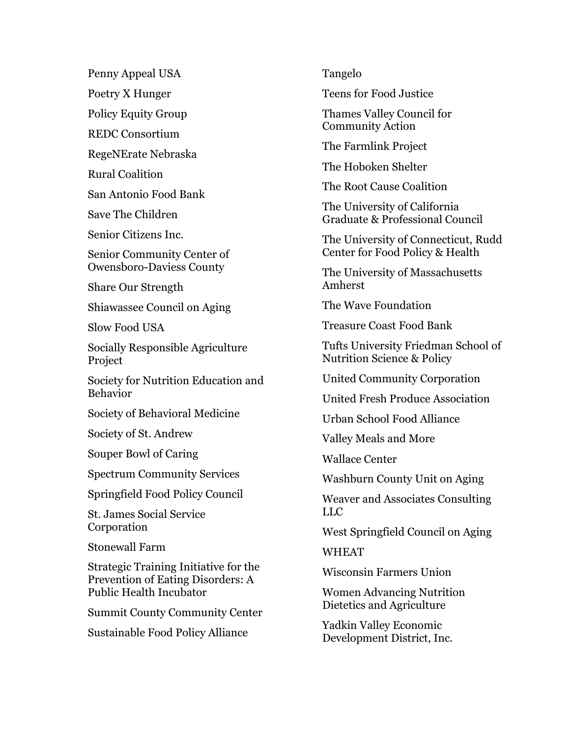Penny Appeal USA

Poetry X Hunger

Policy Equity Group

REDC Consortium

RegeNErate Nebraska

Rural Coalition

San Antonio Food Bank

Save The Children

Senior Citizens Inc.

Senior Community Center of Owensboro-Daviess County

Share Our Strength

Shiawassee Council on Aging

Slow Food USA

Socially Responsible Agriculture Project

Society for Nutrition Education and Behavior

Society of Behavioral Medicine

Society of St. Andrew

Souper Bowl of Caring

Spectrum Community Services

Springfield Food Policy Council

St. James Social Service Corporation

Stonewall Farm

Strategic Training Initiative for the Prevention of Eating Disorders: A Public Health Incubator

Summit County Community Center

Sustainable Food Policy Alliance

Tangelo

Teens for Food Justice

Thames Valley Council for Community Action

The Farmlink Project

The Hoboken Shelter

The Root Cause Coalition

The University of California Graduate & Professional Council

The University of Connecticut, Rudd Center for Food Policy & Health

The University of Massachusetts Amherst

The Wave Foundation

Treasure Coast Food Bank

Tufts University Friedman School of Nutrition Science & Policy

United Community Corporation

United Fresh Produce Association

Urban School Food Alliance

Valley Meals and More

Wallace Center

Washburn County Unit on Aging

Weaver and Associates Consulting LLC

West Springfield Council on Aging

WHEAT

Wisconsin Farmers Union

Women Advancing Nutrition Dietetics and Agriculture

Yadkin Valley Economic Development District, Inc.